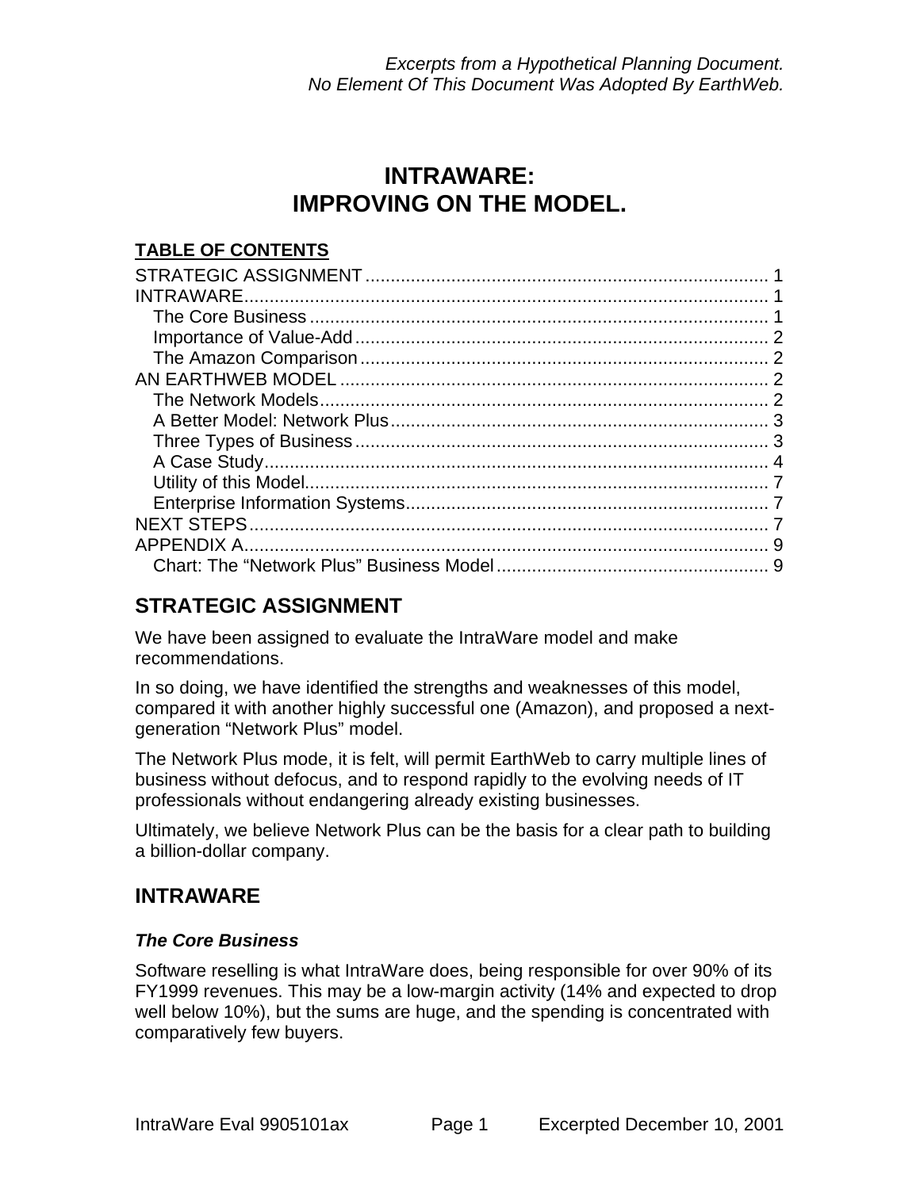*Excerpts from a Hypothetical Planning Document.*
*No Element Of This Document Was Adopted By EarthWeb.*

# INTRAWARE:
# IMPROVING ON THE MODEL.

**TABLE OF CONTENTS**

STRATEGIC ASSIGNMENT ............................................................................... 1
INTRAWARE....................................................................................................... 1
- The Core Business .......................................................................................... 1
- Importance of Value-Add ................................................................................. 2
- The Amazon Comparison ................................................................................ 2

AN EARTHWEB MODEL .................................................................................... 2
- The Network Models........................................................................................ 2
- A Better Model: Network Plus.......................................................................... 3
- Three Types of Business ................................................................................. 3
- A Case Study.................................................................................................... 4
- Utility of this Model........................................................................................... 7
- Enterprise Information Systems....................................................................... 7

NEXT STEPS...................................................................................................... 7
APPENDIX A....................................................................................................... 9
- Chart: The "Network Plus" Business Model ..................................................... 9

## STRATEGIC ASSIGNMENT

We have been assigned to evaluate the IntraWare model and make recommendations.

In so doing, we have identified the strengths and weaknesses of this model, compared it with another highly successful one (Amazon), and proposed a next-generation "Network Plus" model.

The Network Plus mode, it is felt, will permit EarthWeb to carry multiple lines of business without defocus, and to respond rapidly to the evolving needs of IT professionals without endangering already existing businesses.

Ultimately, we believe Network Plus can be the basis for a clear path to building a billion-dollar company.

## INTRAWARE

### *The Core Business*

Software reselling is what IntraWare does, being responsible for over 90% of its FY1999 revenues. This may be a low-margin activity (14% and expected to drop well below 10%), but the sums are huge, and the spending is concentrated with comparatively few buyers.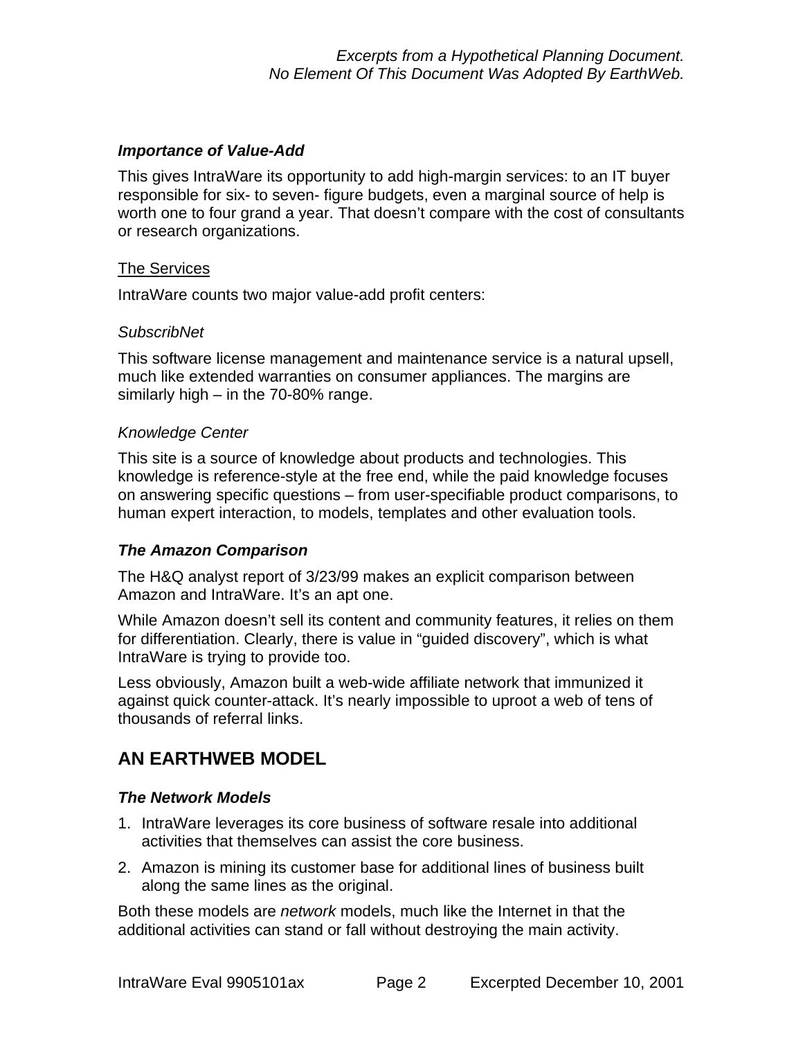### *Importance of Value-Add*

This gives IntraWare its opportunity to add high-margin services: to an IT buyer responsible for six- to seven- figure budgets, even a marginal source of help is worth one to four grand a year. That doesn't compare with the cost of consultants or research organizations.

<u>The Services</u>

IntraWare counts two major value-add profit centers:

*SubscribNet*

This software license management and maintenance service is a natural upsell, much like extended warranties on consumer appliances. The margins are similarly high – in the 70-80% range.

*Knowledge Center*

This site is a source of knowledge about products and technologies. This knowledge is reference-style at the free end, while the paid knowledge focuses on answering specific questions – from user-specifiable product comparisons, to human expert interaction, to models, templates and other evaluation tools.

### *The Amazon Comparison*

The H&Q analyst report of 3/23/99 makes an explicit comparison between Amazon and IntraWare. It's an apt one.

While Amazon doesn't sell its content and community features, it relies on them for differentiation. Clearly, there is value in "guided discovery", which is what IntraWare is trying to provide too.

Less obviously, Amazon built a web-wide affiliate network that immunized it against quick counter-attack. It's nearly impossible to uproot a web of tens of thousands of referral links.

## AN EARTHWEB MODEL

### *The Network Models*

1. IntraWare leverages its core business of software resale into additional activities that themselves can assist the core business.
2. Amazon is mining its customer base for additional lines of business built along the same lines as the original.

Both these models are *network* models, much like the Internet in that the additional activities can stand or fall without destroying the main activity.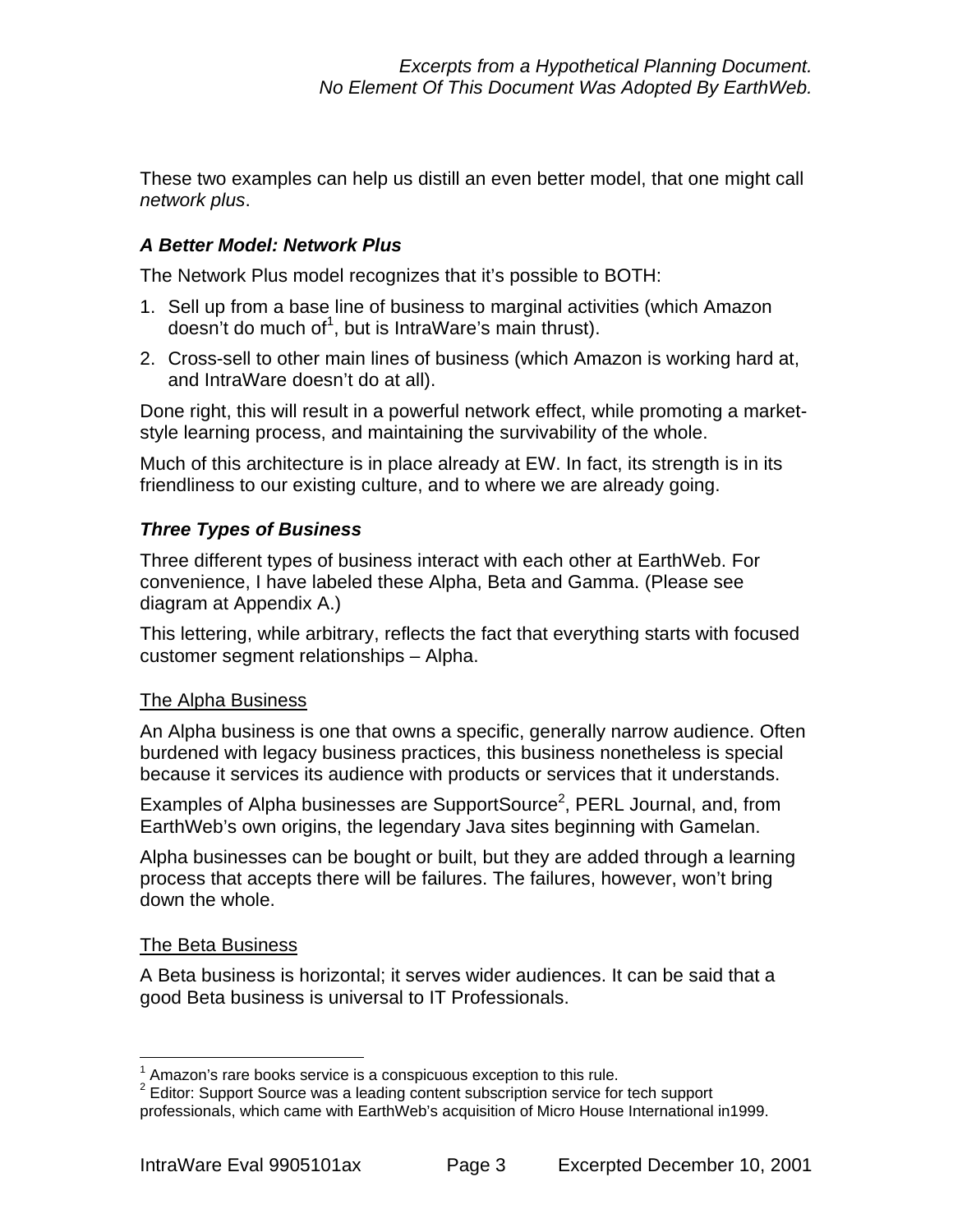These two examples can help us distill an even better model, that one might call *network plus*.

### *A Better Model: Network Plus*

The Network Plus model recognizes that it's possible to BOTH:

1. Sell up from a base line of business to marginal activities (which Amazon doesn't do much of[1], but is IntraWare's main thrust).
2. Cross-sell to other main lines of business (which Amazon is working hard at, and IntraWare doesn't do at all).

Done right, this will result in a powerful network effect, while promoting a market-style learning process, and maintaining the survivability of the whole.

Much of this architecture is in place already at EW. In fact, its strength is in its friendliness to our existing culture, and to where we are already going.

### *Three Types of Business*

Three different types of business interact with each other at EarthWeb. For convenience, I have labeled these Alpha, Beta and Gamma. (Please see diagram at Appendix A.)

This lettering, while arbitrary, reflects the fact that everything starts with focused customer segment relationships – Alpha.

#### The Alpha Business

An Alpha business is one that owns a specific, generally narrow audience. Often burdened with legacy business practices, this business nonetheless is special because it services its audience with products or services that it understands.

Examples of Alpha businesses are SupportSource[2], PERL Journal, and, from EarthWeb's own origins, the legendary Java sites beginning with Gamelan.

Alpha businesses can be bought or built, but they are added through a learning process that accepts there will be failures. The failures, however, won't bring down the whole.

#### The Beta Business

A Beta business is horizontal; it serves wider audiences. It can be said that a good Beta business is universal to IT Professionals.

---

[1] Amazon's rare books service is a conspicuous exception to this rule.

[2] Editor: Support Source was a leading content subscription service for tech support professionals, which came with EarthWeb's acquisition of Micro House International in1999.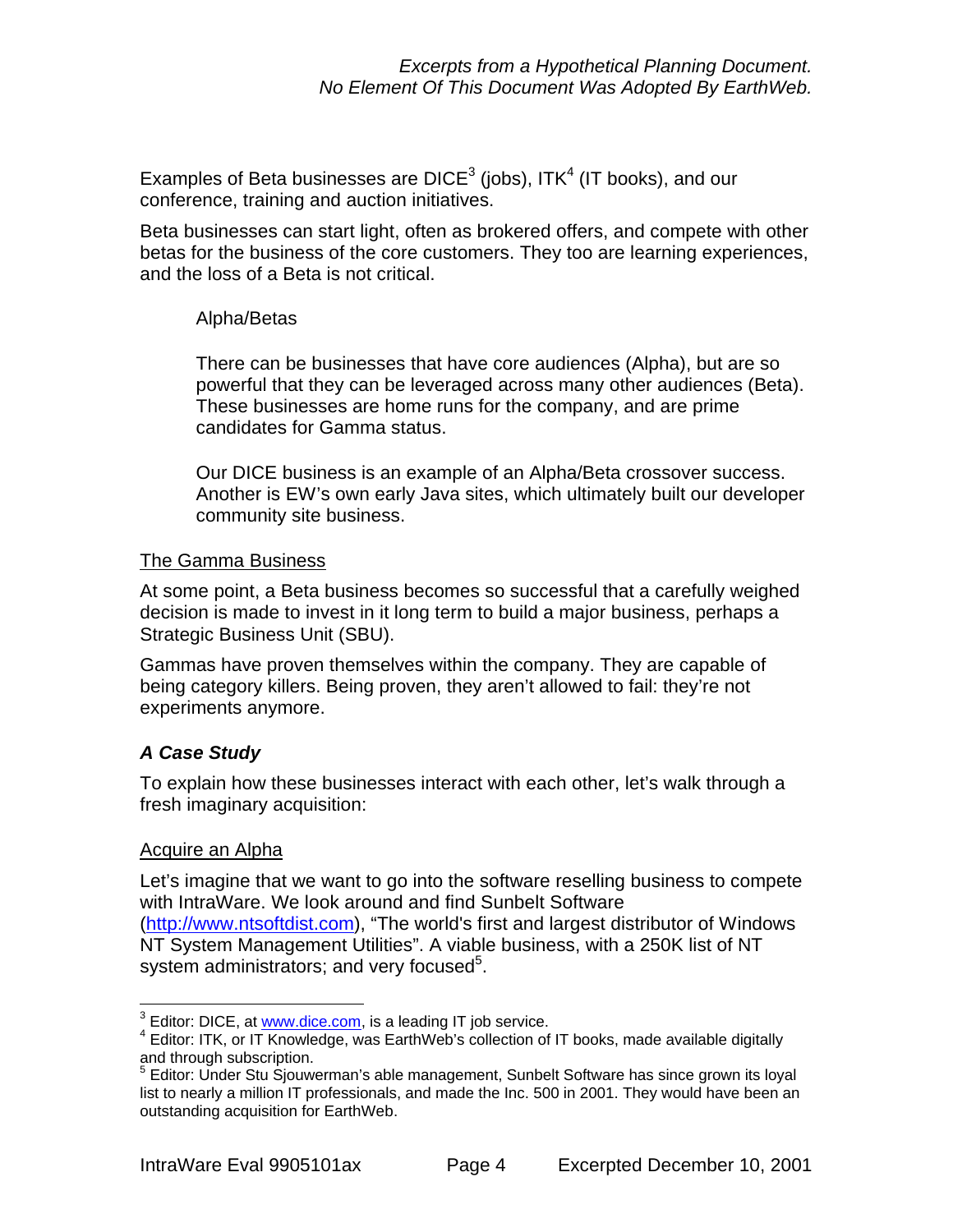Examples of Beta businesses are DICE[3] (jobs), ITK[4] (IT books), and our conference, training and auction initiatives.

Beta businesses can start light, often as brokered offers, and compete with other betas for the business of the core customers. They too are learning experiences, and the loss of a Beta is not critical.

> Alpha/Betas
>
> There can be businesses that have core audiences (Alpha), but are so powerful that they can be leveraged across many other audiences (Beta). These businesses are home runs for the company, and are prime candidates for Gamma status.
>
> Our DICE business is an example of an Alpha/Beta crossover success. Another is EW's own early Java sites, which ultimately built our developer community site business.

<u>The Gamma Business</u>

At some point, a Beta business becomes so successful that a carefully weighed decision is made to invest in it long term to build a major business, perhaps a Strategic Business Unit (SBU).

Gammas have proven themselves within the company. They are capable of being category killers. Being proven, they aren't allowed to fail: they're not experiments anymore.

### ***A Case Study***

To explain how these businesses interact with each other, let's walk through a fresh imaginary acquisition:

<u>Acquire an Alpha</u>

Let's imagine that we want to go into the software reselling business to compete with IntraWare. We look around and find Sunbelt Software (http://www.ntsoftdist.com), "The world's first and largest distributor of Windows NT System Management Utilities". A viable business, with a 250K list of NT system administrators; and very focused[5].

---

[3] Editor: DICE, at www.dice.com, is a leading IT job service.

[4] Editor: ITK, or IT Knowledge, was EarthWeb's collection of IT books, made available digitally and through subscription.

[5] Editor: Under Stu Sjouwerman's able management, Sunbelt Software has since grown its loyal list to nearly a million IT professionals, and made the Inc. 500 in 2001. They would have been an outstanding acquisition for EarthWeb.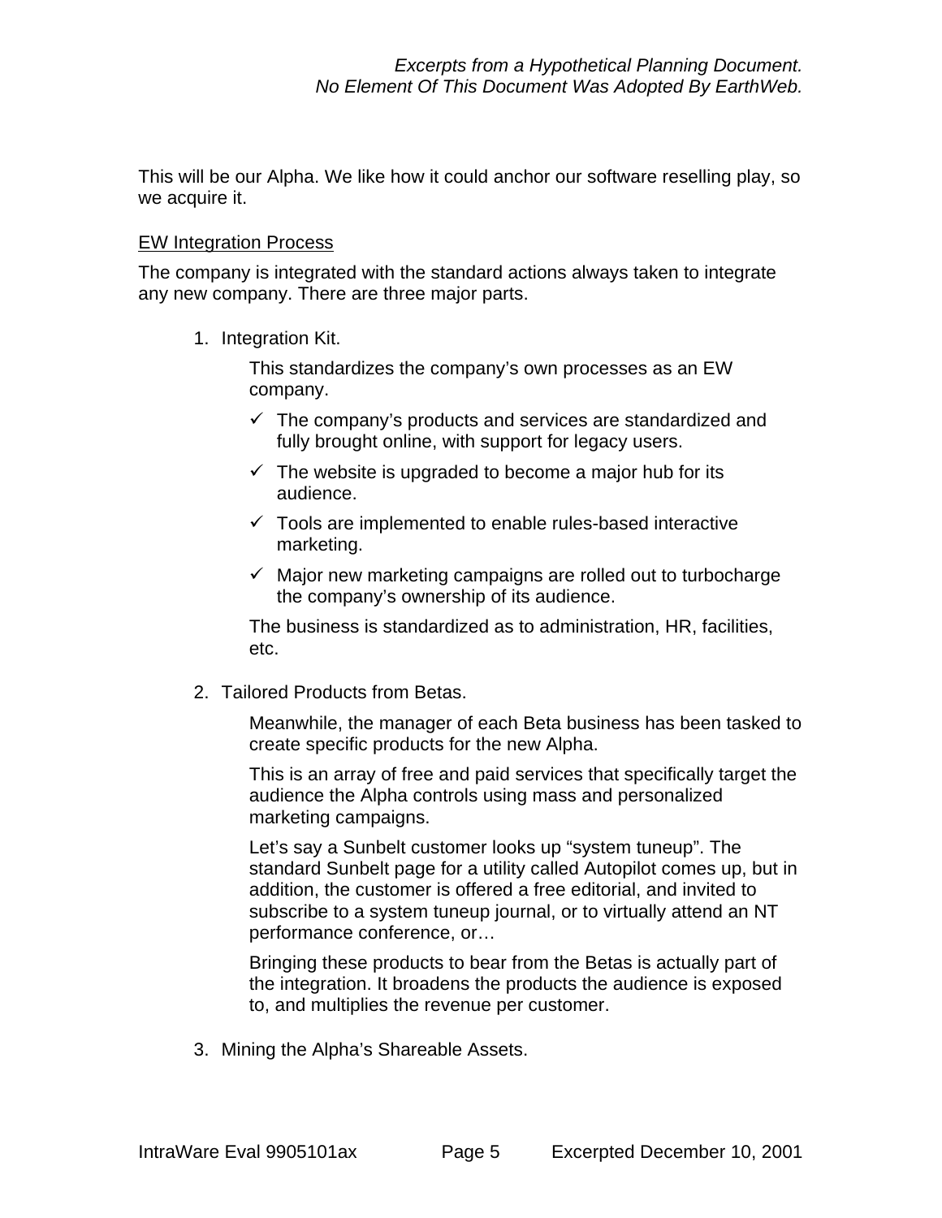This will be our Alpha. We like how it could anchor our software reselling play, so we acquire it.

<u>EW Integration Process</u>

The company is integrated with the standard actions always taken to integrate any new company. There are three major parts.

1. Integration Kit.

   This standardizes the company's own processes as an EW company.

   - ✓ The company's products and services are standardized and fully brought online, with support for legacy users.
   - ✓ The website is upgraded to become a major hub for its audience.
   - ✓ Tools are implemented to enable rules-based interactive marketing.
   - ✓ Major new marketing campaigns are rolled out to turbocharge the company's ownership of its audience.

   The business is standardized as to administration, HR, facilities, etc.

2. Tailored Products from Betas.

   Meanwhile, the manager of each Beta business has been tasked to create specific products for the new Alpha.

   This is an array of free and paid services that specifically target the audience the Alpha controls using mass and personalized marketing campaigns.

   Let's say a Sunbelt customer looks up "system tuneup". The standard Sunbelt page for a utility called Autopilot comes up, but in addition, the customer is offered a free editorial, and invited to subscribe to a system tuneup journal, or to virtually attend an NT performance conference, or…

   Bringing these products to bear from the Betas is actually part of the integration. It broadens the products the audience is exposed to, and multiplies the revenue per customer.

3. Mining the Alpha's Shareable Assets.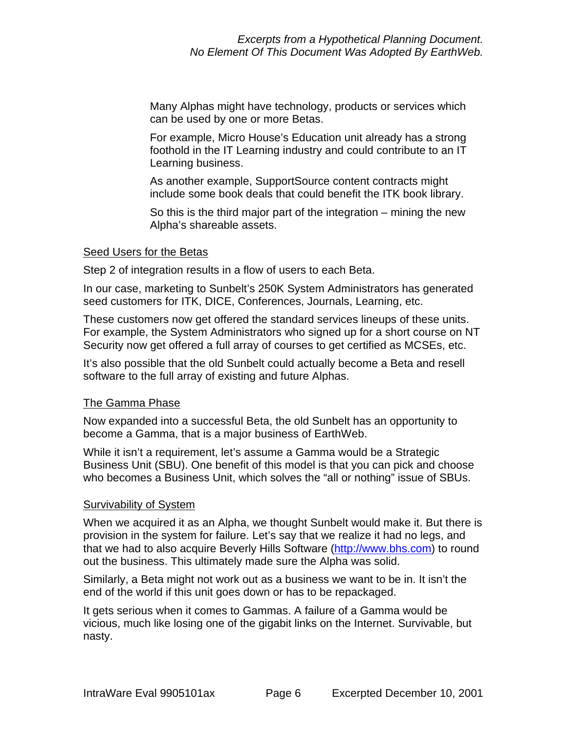Many Alphas might have technology, products or services which can be used by one or more Betas.

For example, Micro House's Education unit already has a strong foothold in the IT Learning industry and could contribute to an IT Learning business.

As another example, SupportSource content contracts might include some book deals that could benefit the ITK book library.

So this is the third major part of the integration – mining the new Alpha's shareable assets.

## Seed Users for the Betas

Step 2 of integration results in a flow of users to each Beta.

In our case, marketing to Sunbelt's 250K System Administrators has generated seed customers for ITK, DICE, Conferences, Journals, Learning, etc.

These customers now get offered the standard services lineups of these units. For example, the System Administrators who signed up for a short course on NT Security now get offered a full array of courses to get certified as MCSEs, etc.

It's also possible that the old Sunbelt could actually become a Beta and resell software to the full array of existing and future Alphas.

## The Gamma Phase

Now expanded into a successful Beta, the old Sunbelt has an opportunity to become a Gamma, that is a major business of EarthWeb.

While it isn't a requirement, let's assume a Gamma would be a Strategic Business Unit (SBU). One benefit of this model is that you can pick and choose who becomes a Business Unit, which solves the "all or nothing" issue of SBUs.

## Survivability of System

When we acquired it as an Alpha, we thought Sunbelt would make it. But there is provision in the system for failure. Let's say that we realize it had no legs, and that we had to also acquire Beverly Hills Software (http://www.bhs.com) to round out the business. This ultimately made sure the Alpha was solid.

Similarly, a Beta might not work out as a business we want to be in. It isn't the end of the world if this unit goes down or has to be repackaged.

It gets serious when it comes to Gammas. A failure of a Gamma would be vicious, much like losing one of the gigabit links on the Internet. Survivable, but nasty.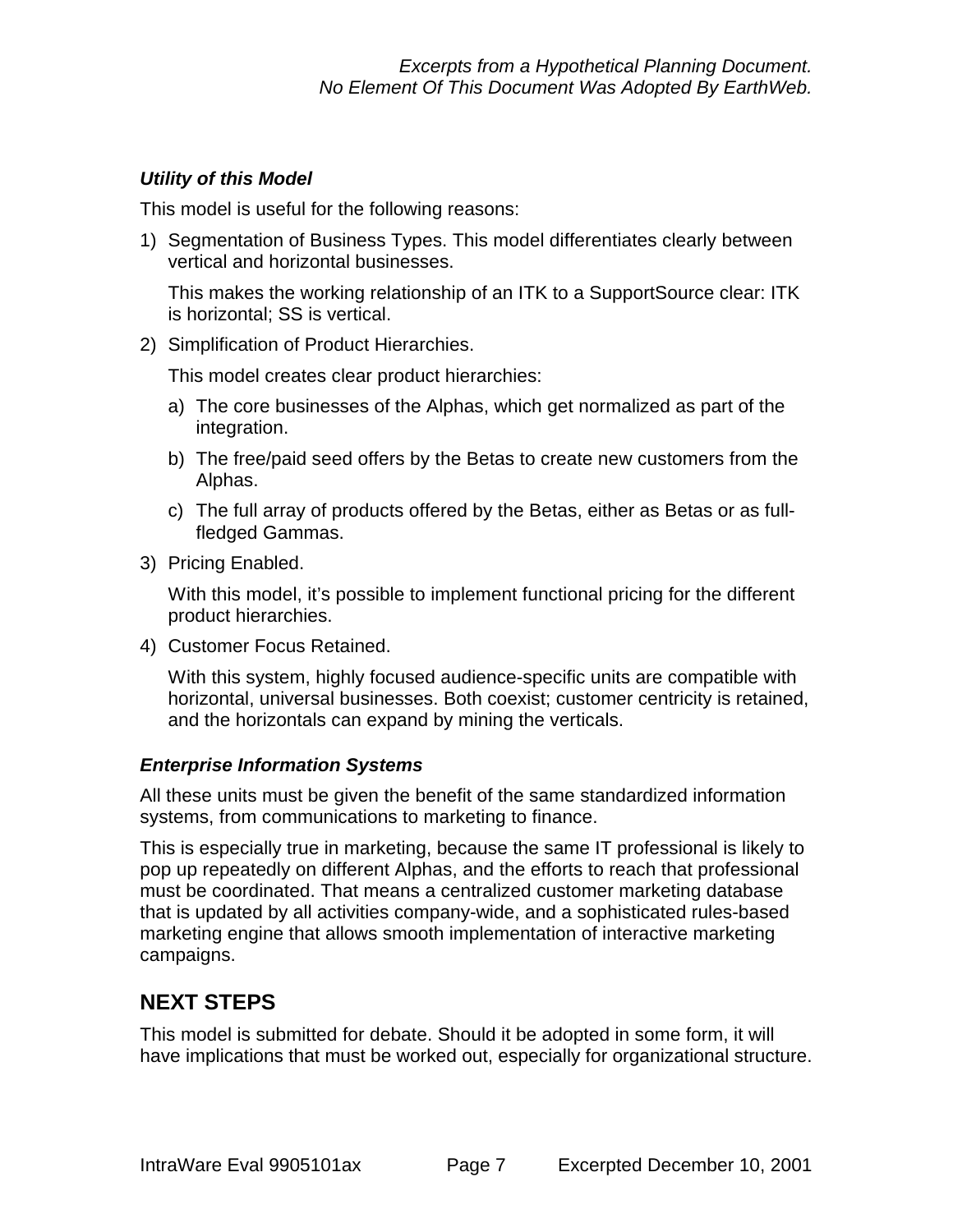### *Utility of this Model*

This model is useful for the following reasons:

1) Segmentation of Business Types. This model differentiates clearly between vertical and horizontal businesses.

   This makes the working relationship of an ITK to a SupportSource clear: ITK is horizontal; SS is vertical.

2) Simplification of Product Hierarchies.

   This model creates clear product hierarchies:

   a) The core businesses of the Alphas, which get normalized as part of the integration.

   b) The free/paid seed offers by the Betas to create new customers from the Alphas.

   c) The full array of products offered by the Betas, either as Betas or as full-fledged Gammas.

3) Pricing Enabled.

   With this model, it's possible to implement functional pricing for the different product hierarchies.

4) Customer Focus Retained.

   With this system, highly focused audience-specific units are compatible with horizontal, universal businesses. Both coexist; customer centricity is retained, and the horizontals can expand by mining the verticals.

### *Enterprise Information Systems*

All these units must be given the benefit of the same standardized information systems, from communications to marketing to finance.

This is especially true in marketing, because the same IT professional is likely to pop up repeatedly on different Alphas, and the efforts to reach that professional must be coordinated. That means a centralized customer marketing database that is updated by all activities company-wide, and a sophisticated rules-based marketing engine that allows smooth implementation of interactive marketing campaigns.

## NEXT STEPS

This model is submitted for debate. Should it be adopted in some form, it will have implications that must be worked out, especially for organizational structure.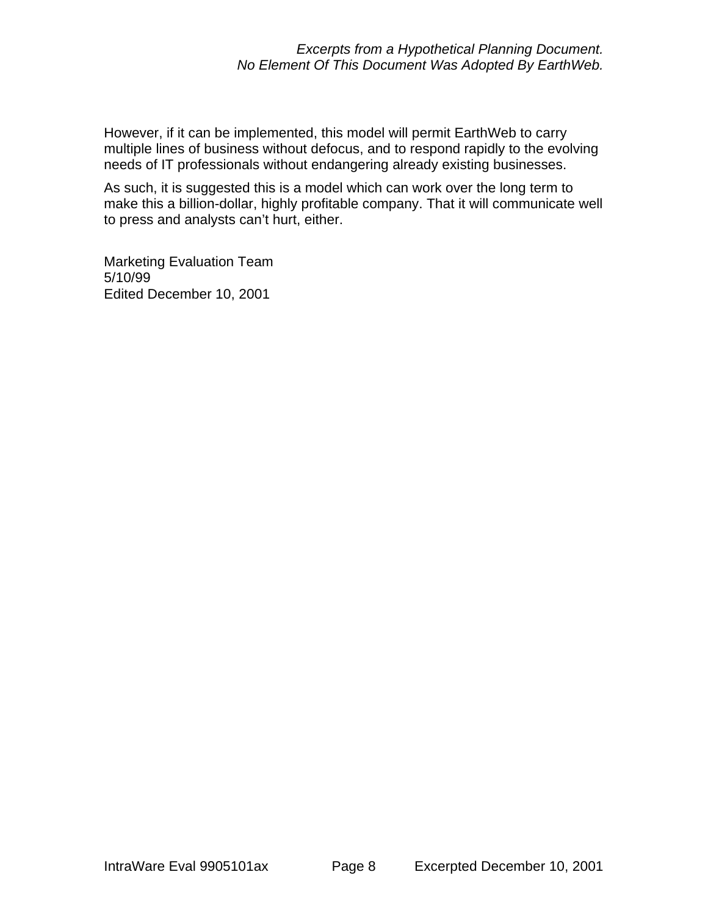However, if it can be implemented, this model will permit EarthWeb to carry multiple lines of business without defocus, and to respond rapidly to the evolving needs of IT professionals without endangering already existing businesses.

As such, it is suggested this is a model which can work over the long term to make this a billion-dollar, highly profitable company. That it will communicate well to press and analysts can't hurt, either.

Marketing Evaluation Team
5/10/99
Edited December 10, 2001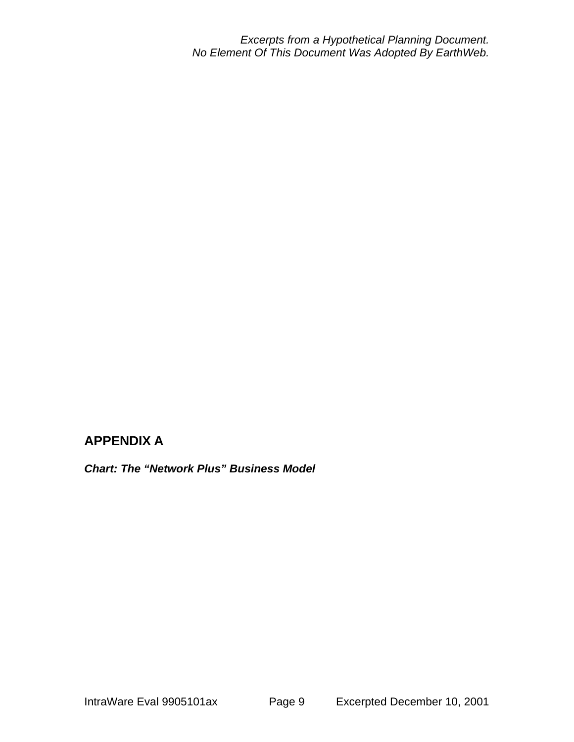## APPENDIX A

***Chart: The "Network Plus" Business Model***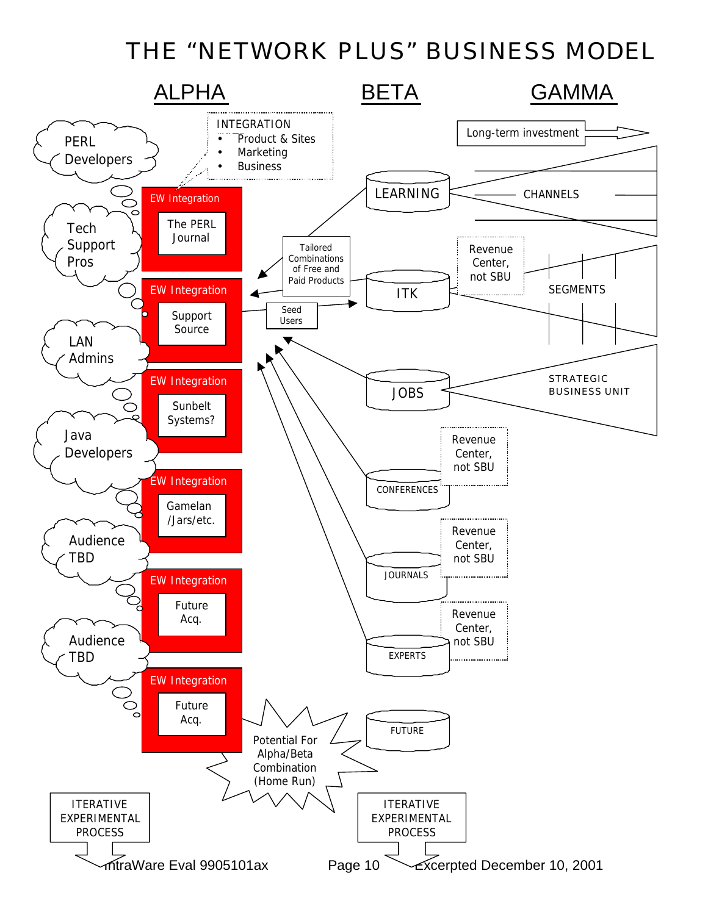# THE "NETWORK PLUS" BUSINESS MODEL

ALPHA

BETA

GAMMA

INTEGRATION
- Product & Sites
- Marketing
- Business

Long-term investment

PERL Developers

Tech Support Pros

LAN Admins

Java Developers

Audience TBD

Audience TBD

EW Integration
The PERL Journal

EW Integration
Support Source

EW Integration
Sunbelt Systems?

EW Integration
Gamelan /Jars/etc.

EW Integration
Future Acq.

EW Integration
Future Acq.

Tailored Combinations of Free and Paid Products

Seed Users

LEARNING

CHANNELS

ITK

Revenue Center, not SBU

SEGMENTS

JOBS

STRATEGIC BUSINESS UNIT

CONFERENCES

Revenue Center, not SBU

JOURNALS

Revenue Center, not SBU

EXPERTS

Revenue Center, not SBU

FUTURE

Potential For Alpha/Beta Combination (Home Run)

ITERATIVE EXPERIMENTAL PROCESS

ITERATIVE EXPERIMENTAL PROCESS

IntraWare Eval 9905101ax

Excerpted December 10, 2001